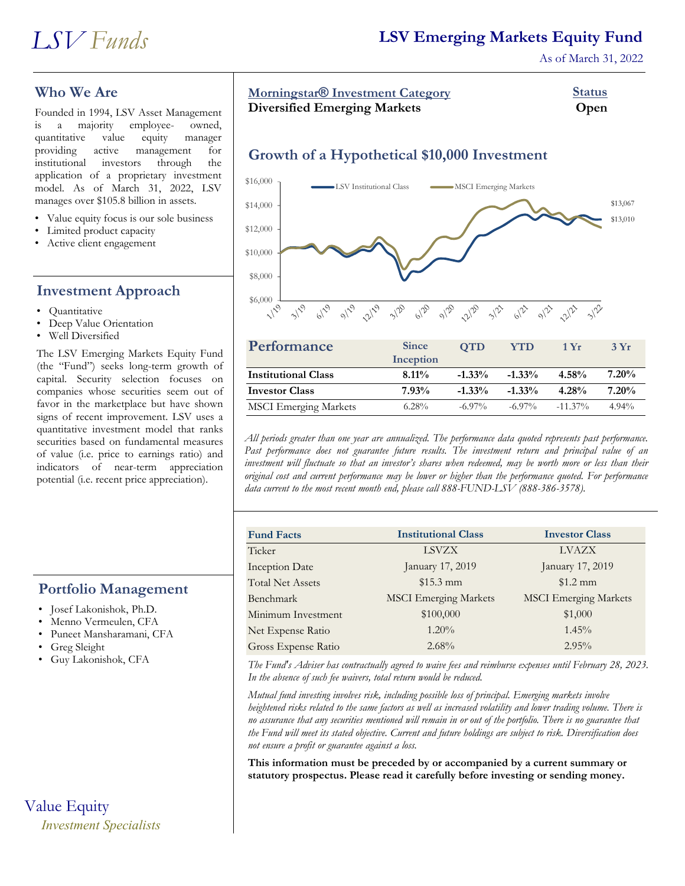# LSV Funds

## LSV Emerging Markets Equity Fund

As of March 31, 2022

## Who We Are

Founded in 1994, LSV Asset Management is a majority employee- owned, quantitative value equity manager providing active management for institutional investors through the application of a proprietary investment model. As of March 31, 2022, LSV manages over $105.8 billion in assets.

- Value equity focus is our sole business
- Limited product capacity
- Active client engagement

## Investment Approach

- Quantitative
- Deep Value Orientation
- Well Diversified

The LSV Emerging Markets Equity Fund (the "Fund") seeks long-term growth of capital. Security selection focuses on companies whose securities seem out of favor in the marketplace but have shown signs of recent improvement. LSV uses a quantitative investment model that ranks securities based on fundamental measures of value (i.e. price to earnings ratio) and indicators of near-term appreciation potential (i.e. recent price appreciation).

## Portfolio Management

- Josef Lakonishok, Ph.D.
- Menno Vermeulen, CFA
- Puneet Mansharamani, CFA
- Greg Sleight
- Guy Lakonishok, CFA

Value Equity
*Investment Specialists*

**Morningstar® Investment Category**
**Diversified Emerging Markets**

**Status**
**Open**

## Growth of a Hypothetical $10,000 Investment

LSV Institutional Class: $13,067
MSCI Emerging Markets: $13,010

## Performance

| | Since Inception | QTD | YTD | 1 Yr | 3 Yr |
|---|---|---|---|---|---|
| **Institutional Class** | **8.11%** | **-1.33%** | **-1.33%** | **4.58%** | **7.20%** |
| **Investor Class** | **7.93%** | **-1.33%** | **-1.33%** | **4.28%** | **7.20%** |
| MSCI Emerging Markets | 6.28% | -6.97% | -6.97% | -11.37% | 4.94% |

*All periods greater than one year are annualized. The performance data quoted represents past performance. Past performance does not guarantee future results. The investment return and principal value of an investment will fluctuate so that an investor's shares when redeemed, may be worth more or less than their original cost and current performance may be lower or higher than the performance quoted. For performance data current to the most recent month end, please call 888-FUND-LSV (888-386-3578).*

| Fund Facts | Institutional Class | Investor Class |
|---|---|---|
| Ticker | LSVZX | LVAZX |
| Inception Date | January 17, 2019 | January 17, 2019 |
| Total Net Assets | $15.3 mm | $1.2 mm |
| Benchmark | MSCI Emerging Markets | MSCI Emerging Markets |
| Minimum Investment | $100,000 | $1,000 |
| Net Expense Ratio | 1.20% | 1.45% |
| Gross Expense Ratio | 2.68% | 2.95% |

*The Fund's Adviser has contractually agreed to waive fees and reimburse expenses until February 28, 2023. In the absence of such fee waivers, total return would be reduced.*

*Mutual fund investing involves risk, including possible loss of principal. Emerging markets involve heightened risks related to the same factors as well as increased volatility and lower trading volume. There is no assurance that any securities mentioned will remain in or out of the portfolio. There is no guarantee that the Fund will meet its stated objective. Current and future holdings are subject to risk. Diversification does not ensure a profit or guarantee against a loss.*

**This information must be preceded by or accompanied by a current summary or statutory prospectus. Please read it carefully before investing or sending money.**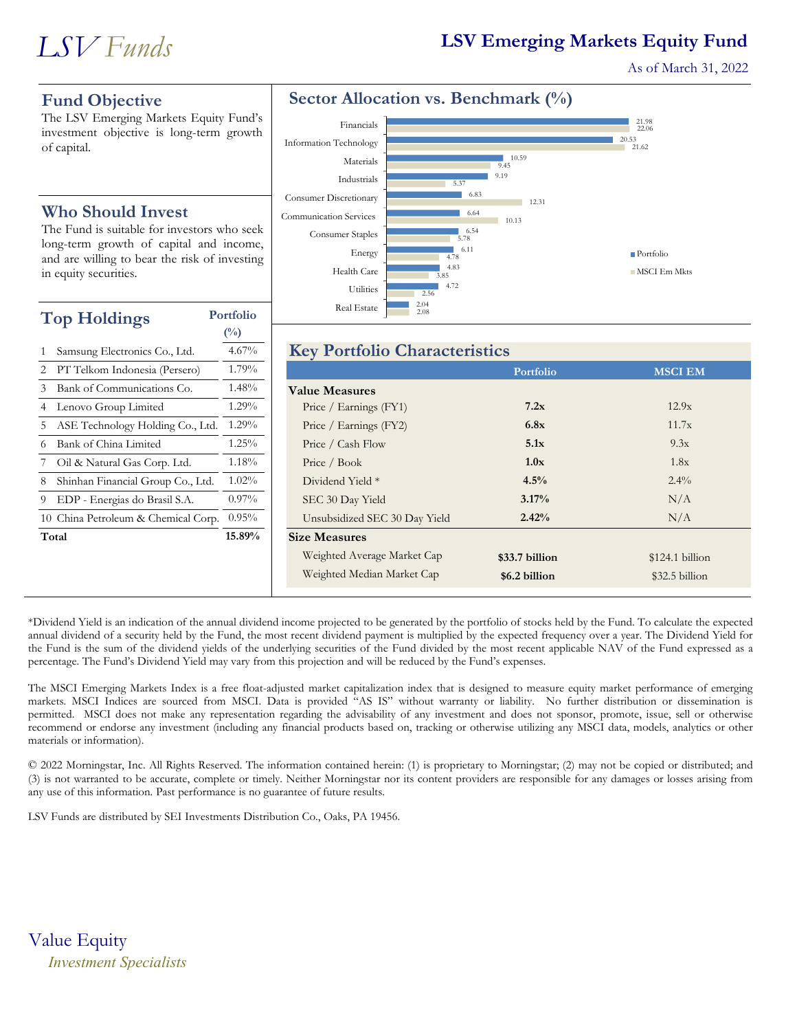LSV Funds

# LSV Emerging Markets Equity Fund

As of March 31, 2022

## Fund Objective

The LSV Emerging Markets Equity Fund's investment objective is long-term growth of capital.

## Who Should Invest

The Fund is suitable for investors who seek long-term growth of capital and income, and are willing to bear the risk of investing in equity securities.

## Top Holdings

| | | Portfolio (%) |
|---|---|---|
| 1 | Samsung Electronics Co., Ltd. | 4.67% |
| 2 | PT Telkom Indonesia (Persero) | 1.79% |
| 3 | Bank of Communications Co. | 1.48% |
| 4 | Lenovo Group Limited | 1.29% |
| 5 | ASE Technology Holding Co., Ltd. | 1.29% |
| 6 | Bank of China Limited | 1.25% |
| 7 | Oil & Natural Gas Corp. Ltd. | 1.18% |
| 8 | Shinhan Financial Group Co., Ltd. | 1.02% |
| 9 | EDP - Energias do Brasil S.A. | 0.97% |
| 10 | China Petroleum & Chemical Corp. | 0.95% |
| **Total** | | **15.89%** |

## Sector Allocation vs. Benchmark (%)

Financials 21.98 22.06
Information Technology 20.53 21.62
Materials 10.59 9.45
Industrials 9.19 5.37
Consumer Discretionary 6.83 12.31
Communication Services 6.64 10.13
Consumer Staples 6.54 5.78
Energy 6.11 4.78
Health Care 4.83 3.85
Utilities 4.72 2.56
Real Estate 2.04 2.08

Portfolio
MSCI Em Mkts

## Key Portfolio Characteristics

| | Portfolio | MSCI EM |
|---|---|---|
| **Value Measures** | | |
| Price / Earnings (FY1) | **7.2x** | 12.9x |
| Price / Earnings (FY2) | **6.8x** | 11.7x |
| Price / Cash Flow | **5.1x** | 9.3x |
| Price / Book | **1.0x** | 1.8x |
| Dividend Yield * | **4.5%** | 2.4% |
| SEC 30 Day Yield | **3.17%** | N/A |
| Unsubsidized SEC 30 Day Yield | **2.42%** | N/A |
| **Size Measures** | | |
| Weighted Average Market Cap | **$33.7 billion** | $124.1 billion |
| Weighted Median Market Cap | **$6.2 billion** | $32.5 billion |

*Dividend Yield is an indication of the annual dividend income projected to be generated by the portfolio of stocks held by the Fund. To calculate the expected annual dividend of a security held by the Fund, the most recent dividend payment is multiplied by the expected frequency over a year. The Dividend Yield for the Fund is the sum of the dividend yields of the underlying securities of the Fund divided by the most recent applicable NAV of the Fund expressed as a percentage. The Fund's Dividend Yield may vary from this projection and will be reduced by the Fund's expenses.

The MSCI Emerging Markets Index is a free float-adjusted market capitalization index that is designed to measure equity market performance of emerging markets. MSCI Indices are sourced from MSCI. Data is provided "AS IS" without warranty or liability. No further distribution or dissemination is permitted. MSCI does not make any representation regarding the advisability of any investment and does not sponsor, promote, issue, sell or otherwise recommend or endorse any investment (including any financial products based on, tracking or otherwise utilizing any MSCI data, models, analytics or other materials or information).

© 2022 Morningstar, Inc. All Rights Reserved. The information contained herein: (1) is proprietary to Morningstar; (2) may not be copied or distributed; and (3) is not warranted to be accurate, complete or timely. Neither Morningstar nor its content providers are responsible for any damages or losses arising from any use of this information. Past performance is no guarantee of future results.

LSV Funds are distributed by SEI Investments Distribution Co., Oaks, PA 19456.

Value Equity
*Investment Specialists*